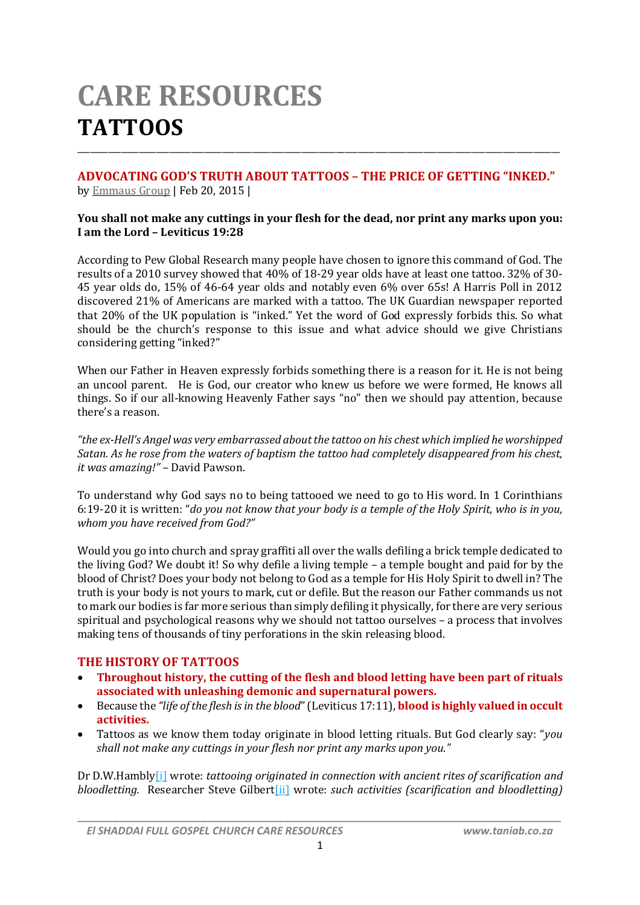# CARE RESOURCES

# TATTOOS

## ADVOCATING GOD'S TRUTH ABOUT TATTOOS – THE PRICE OF GETTING "INKED."

by Emmaus Group | Feb 20, 2015 |

**You shall not make any cuttings in your flesh for the dead, nor print any marks upon you: I am the Lord – Leviticus 19:28**

According to Pew Global Research many people have chosen to ignore this command of God. The results of a 2010 survey showed that 40% of 18-29 year olds have at least one tattoo. 32% of 30-45 year olds do, 15% of 46-64 year olds and notably even 6% over 65s! A Harris Poll in 2012 discovered 21% of Americans are marked with a tattoo. The UK Guardian newspaper reported that 20% of the UK population is "inked." Yet the word of God expressly forbids this. So what should be the church's response to this issue and what advice should we give Christians considering getting "inked?"

When our Father in Heaven expressly forbids something there is a reason for it. He is not being an uncool parent. He is God, our creator who knew us before we were formed, He knows all things. So if our all-knowing Heavenly Father says "no" then we should pay attention, because there's a reason.

*"the ex-Hell's Angel was very embarrassed about the tattoo on his chest which implied he worshipped Satan. As he rose from the waters of baptism the tattoo had completely disappeared from his chest, it was amazing!"* – David Pawson.

To understand why God says no to being tattooed we need to go to His word. In 1 Corinthians 6:19-20 it is written: "*do you not know that your body is a temple of the Holy Spirit, who is in you, whom you have received from God?"*

Would you go into church and spray graffiti all over the walls defiling a brick temple dedicated to the living God? We doubt it! So why defile a living temple – a temple bought and paid for by the blood of Christ? Does your body not belong to God as a temple for His Holy Spirit to dwell in? The truth is your body is not yours to mark, cut or defile. But the reason our Father commands us not to mark our bodies is far more serious than simply defiling it physically, for there are very serious spiritual and psychological reasons why we should not tattoo ourselves – a process that involves making tens of thousands of tiny perforations in the skin releasing blood.

## THE HISTORY OF TATTOOS

- **Throughout history, the cutting of the flesh and blood letting have been part of rituals associated with unleashing demonic and supernatural powers.**
- Because the *"life of the flesh is in the blood"* (Leviticus 17:11), **blood is highly valued in occult activities.**
- Tattoos as we know them today originate in blood letting rituals. But God clearly say: "*you shall not make any cuttings in your flesh nor print any marks upon you."*

Dr D.W.Hambly[i] wrote: *tattooing originated in connection with ancient rites of scarification and bloodletting.* Researcher Steve Gilbert[ii] wrote: *such activities (scarification and bloodletting)*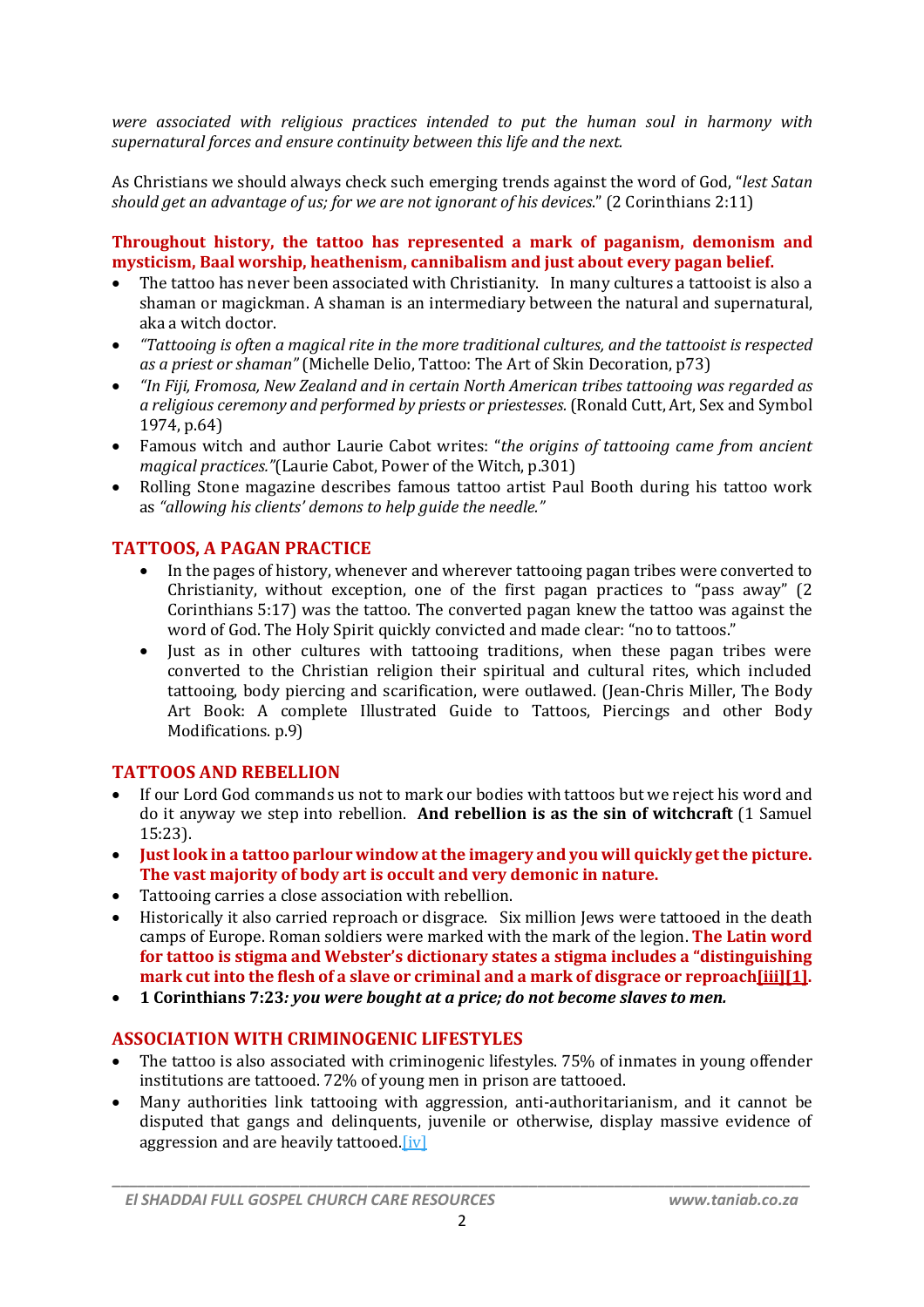*were associated with religious practices intended to put the human soul in harmony with supernatural forces and ensure continuity between this life and the next.*

As Christians we should always check such emerging trends against the word of God, "*lest Satan should get an advantage of us; for we are not ignorant of his devices*." (2 Corinthians 2:11)

**Throughout history, the tattoo has represented a mark of paganism, demonism and mysticism, Baal worship, heathenism, cannibalism and just about every pagan belief.**

- The tattoo has never been associated with Christianity. In many cultures a tattooist is also a shaman or magickman. A shaman is an intermediary between the natural and supernatural, aka a witch doctor.
- *"Tattooing is often a magical rite in the more traditional cultures, and the tattooist is respected as a priest or shaman"* (Michelle Delio, Tattoo: The Art of Skin Decoration, p73)
- *"In Fiji, Fromosa, New Zealand and in certain North American tribes tattooing was regarded as a religious ceremony and performed by priests or priestesses.* (Ronald Cutt, Art, Sex and Symbol 1974, p.64)
- Famous witch and author Laurie Cabot writes: "*the origins of tattooing came from ancient magical practices."*(Laurie Cabot, Power of the Witch, p.301)
- Rolling Stone magazine describes famous tattoo artist Paul Booth during his tattoo work as *"allowing his clients' demons to help guide the needle."*

## TATTOOS, A PAGAN PRACTICE

- In the pages of history, whenever and wherever tattooing pagan tribes were converted to Christianity, without exception, one of the first pagan practices to "pass away" (2 Corinthians 5:17) was the tattoo. The converted pagan knew the tattoo was against the word of God. The Holy Spirit quickly convicted and made clear: "no to tattoos."
- Just as in other cultures with tattooing traditions, when these pagan tribes were converted to the Christian religion their spiritual and cultural rites, which included tattooing, body piercing and scarification, were outlawed. (Jean-Chris Miller, The Body Art Book: A complete Illustrated Guide to Tattoos, Piercings and other Body Modifications. p.9)

## TATTOOS AND REBELLION

- If our Lord God commands us not to mark our bodies with tattoos but we reject his word and do it anyway we step into rebellion. **And rebellion is as the sin of witchcraft** (1 Samuel 15:23).
- **Just look in a tattoo parlour window at the imagery and you will quickly get the picture. The vast majority of body art is occult and very demonic in nature.**
- Tattooing carries a close association with rebellion.
- Historically it also carried reproach or disgrace. Six million Jews were tattooed in the death camps of Europe. Roman soldiers were marked with the mark of the legion. **The Latin word for tattoo is stigma and Webster's dictionary states a stigma includes a "distinguishing mark cut into the flesh of a slave or criminal and a mark of disgrace or reproach[iii][1].**
- **1 Corinthians 7:23*: you were bought at a price; do not become slaves to men.***

## ASSOCIATION WITH CRIMINOGENIC LIFESTYLES

- The tattoo is also associated with criminogenic lifestyles. 75% of inmates in young offender institutions are tattooed. 72% of young men in prison are tattooed.
- Many authorities link tattooing with aggression, anti-authoritarianism, and it cannot be disputed that gangs and delinquents, juvenile or otherwise, display massive evidence of aggression and are heavily tattooed.[iv]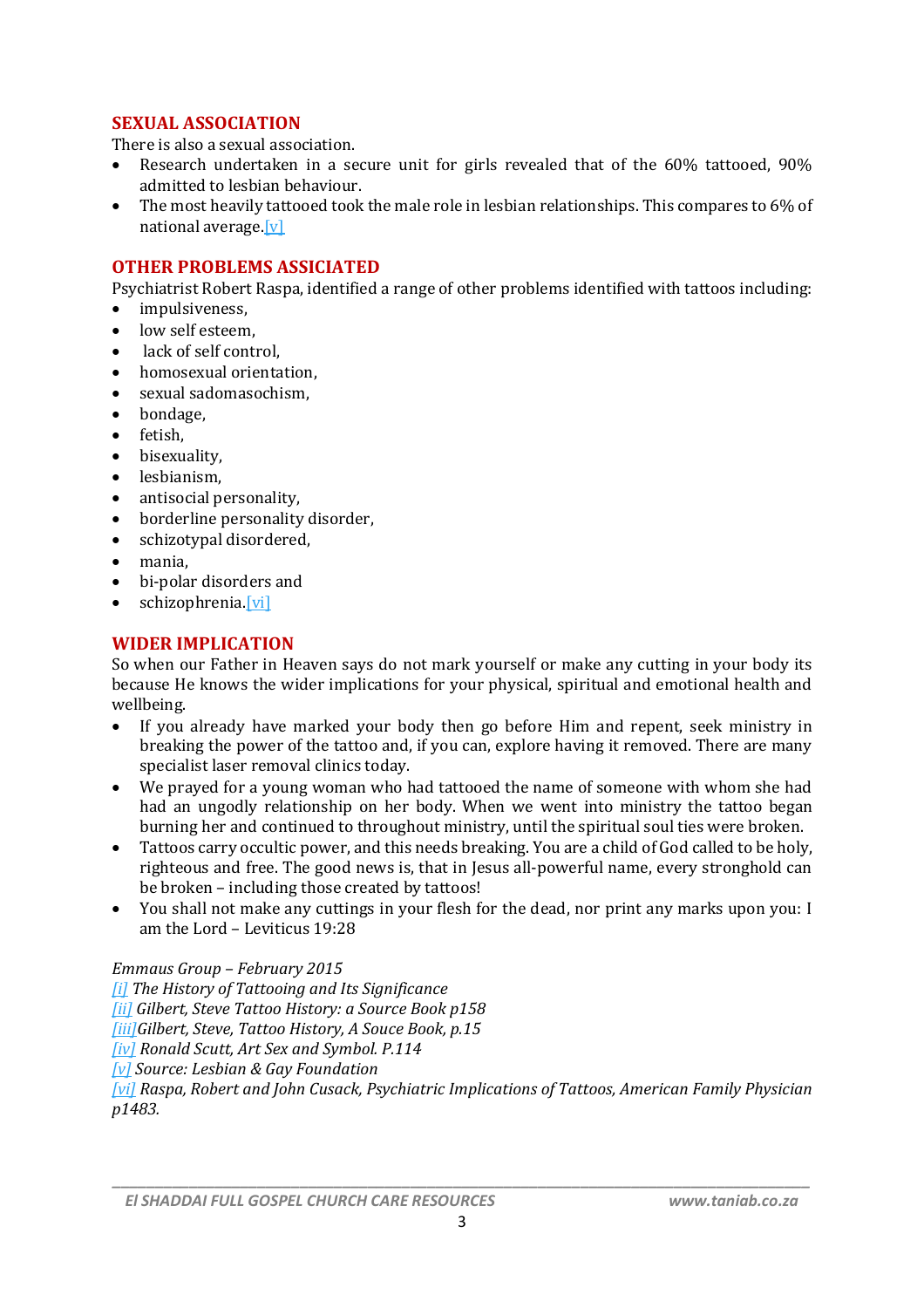## SEXUAL ASSOCIATION

There is also a sexual association.

- Research undertaken in a secure unit for girls revealed that of the 60% tattooed, 90% admitted to lesbian behaviour.
- The most heavily tattooed took the male role in lesbian relationships. This compares to 6% of national average.[v]

## OTHER PROBLEMS ASSICIATED

Psychiatrist Robert Raspa, identified a range of other problems identified with tattoos including:

- impulsiveness,
- low self esteem,
- lack of self control,
- homosexual orientation,
- sexual sadomasochism,
- bondage,
- fetish,
- bisexuality,
- lesbianism,
- antisocial personality,
- borderline personality disorder,
- schizotypal disordered,
- mania,
- bi-polar disorders and
- schizophrenia.[vi]

## WIDER IMPLICATION

So when our Father in Heaven says do not mark yourself or make any cutting in your body its because He knows the wider implications for your physical, spiritual and emotional health and wellbeing.

- If you already have marked your body then go before Him and repent, seek ministry in breaking the power of the tattoo and, if you can, explore having it removed. There are many specialist laser removal clinics today.
- We prayed for a young woman who had tattooed the name of someone with whom she had had an ungodly relationship on her body. When we went into ministry the tattoo began burning her and continued to throughout ministry, until the spiritual soul ties were broken.
- Tattoos carry occultic power, and this needs breaking. You are a child of God called to be holy, righteous and free. The good news is, that in Jesus all-powerful name, every stronghold can be broken – including those created by tattoos!
- You shall not make any cuttings in your flesh for the dead, nor print any marks upon you: I am the Lord – Leviticus 19:28

*Emmaus Group – February 2015*

*[i] The History of Tattooing and Its Significance*

*[ii] Gilbert, Steve Tattoo History: a Source Book p158*

*[iii]Gilbert, Steve, Tattoo History, A Souce Book, p.15*

*[iv] Ronald Scutt, Art Sex and Symbol. P.114*

*[v] Source: Lesbian & Gay Foundation*

*[vi] Raspa, Robert and John Cusack, Psychiatric Implications of Tattoos, American Family Physician p1483.*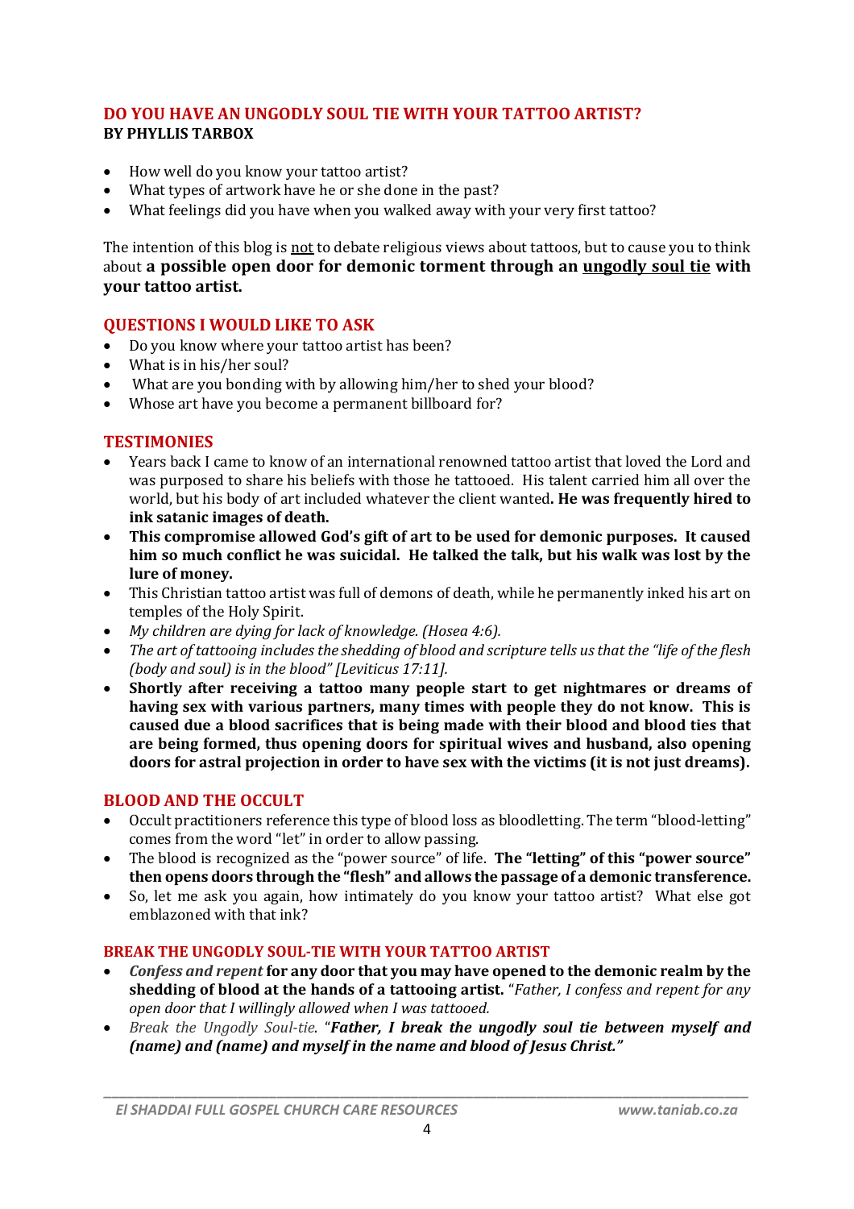## DO YOU HAVE AN UNGODLY SOUL TIE WITH YOUR TATTOO ARTIST?
**BY PHYLLIS TARBOX**

- How well do you know your tattoo artist?
- What types of artwork have he or she done in the past?
- What feelings did you have when you walked away with your very first tattoo?

The intention of this blog is <u>not</u> to debate religious views about tattoos, but to cause you to think about **a possible open door for demonic torment through an <u>ungodly soul tie</u> with your tattoo artist.**

### QUESTIONS I WOULD LIKE TO ASK

- Do you know where your tattoo artist has been?
- What is in his/her soul?
- What are you bonding with by allowing him/her to shed your blood?
- Whose art have you become a permanent billboard for?

### TESTIMONIES

- Years back I came to know of an international renowned tattoo artist that loved the Lord and was purposed to share his beliefs with those he tattooed. His talent carried him all over the world, but his body of art included whatever the client wanted**. He was frequently hired to ink satanic images of death.**
- **This compromise allowed God's gift of art to be used for demonic purposes. It caused him so much conflict he was suicidal. He talked the talk, but his walk was lost by the lure of money.**
- This Christian tattoo artist was full of demons of death, while he permanently inked his art on temples of the Holy Spirit.
- *My children are dying for lack of knowledge. (Hosea 4:6).*
- *The art of tattooing includes the shedding of blood and scripture tells us that the "life of the flesh (body and soul) is in the blood" [Leviticus 17:11].*
- **Shortly after receiving a tattoo many people start to get nightmares or dreams of having sex with various partners, many times with people they do not know. This is caused due a blood sacrifices that is being made with their blood and blood ties that are being formed, thus opening doors for spiritual wives and husband, also opening doors for astral projection in order to have sex with the victims (it is not just dreams).**

### BLOOD AND THE OCCULT

- Occult practitioners reference this type of blood loss as bloodletting. The term "blood-letting" comes from the word "let" in order to allow passing.
- The blood is recognized as the "power source" of life. **The "letting" of this "power source" then opens doors through the "flesh" and allows the passage of a demonic transference.**
- So, let me ask you again, how intimately do you know your tattoo artist? What else got emblazoned with that ink?

### BREAK THE UNGODLY SOUL-TIE WITH YOUR TATTOO ARTIST

- ***Confess and repent*** **for any door that you may have opened to the demonic realm by the shedding of blood at the hands of a tattooing artist.** "*Father, I confess and repent for any open door that I willingly allowed when I was tattooed.*
- *Break the Ungodly Soul-tie.* "***Father, I break the ungodly soul tie between myself and (name) and (name) and myself in the name and blood of Jesus Christ."***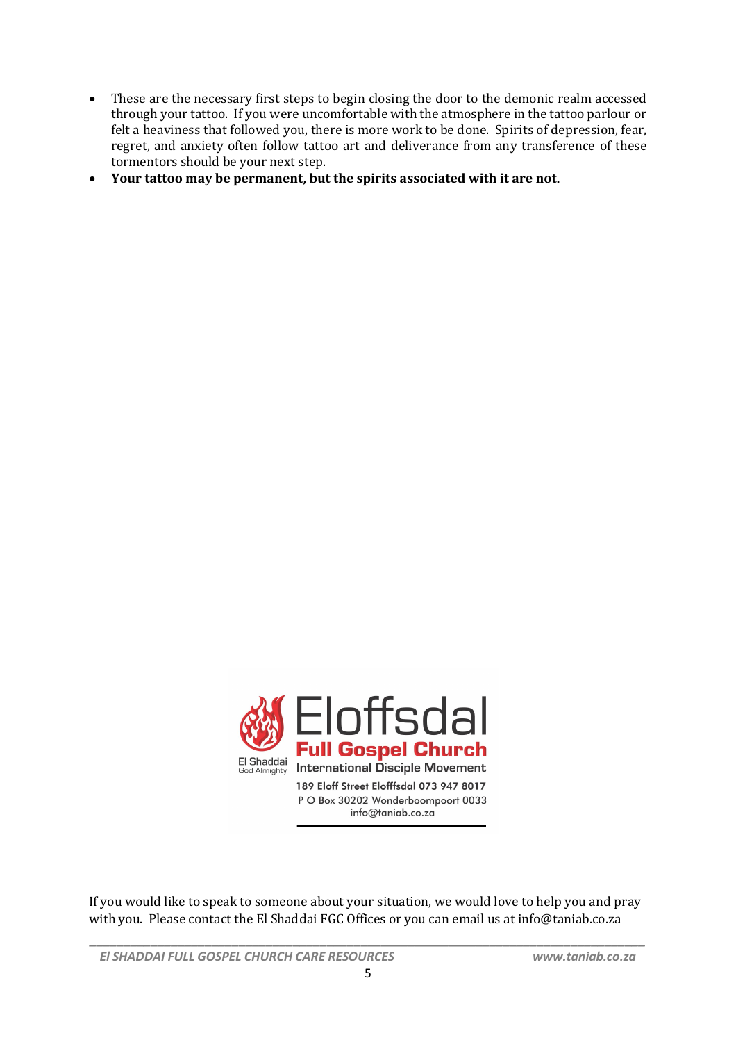- These are the necessary first steps to begin closing the door to the demonic realm accessed through your tattoo. If you were uncomfortable with the atmosphere in the tattoo parlour or felt a heaviness that followed you, there is more work to be done. Spirits of depression, fear, regret, and anxiety often follow tattoo art and deliverance from any transference of these tormentors should be your next step.
- **Your tattoo may be permanent, but the spirits associated with it are not.**

El Shaddai
God Almighty

Eloffsdal
**Full Gospel Church**
International Disciple Movement
189 Eloff Street Elofffsdal 073 947 8017
P O Box 30202 Wonderboompoort 0033
info@taniab.co.za

If you would like to speak to someone about your situation, we would love to help you and pray with you. Please contact the El Shaddai FGC Offices or you can email us at info@taniab.co.za